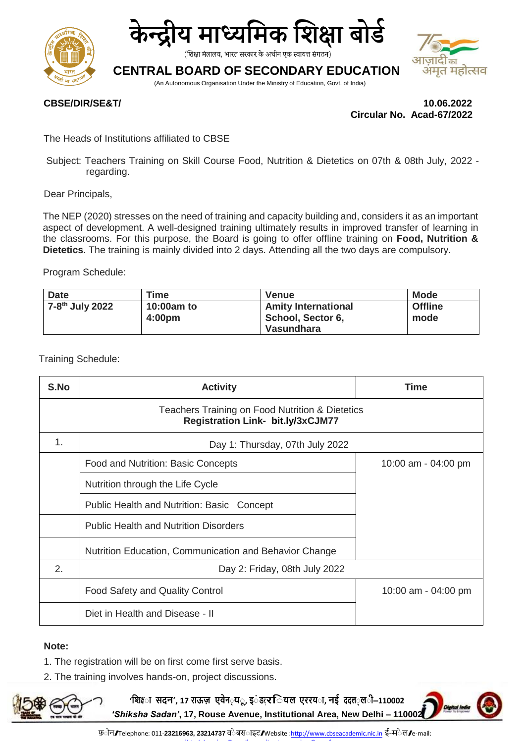# केन्द्रीय माध्यमिक शिक्षा बोर्ड

(शिक्षा मंत्रालय, भारत सरकार के अधीन एक स्वायत्त संगठन)

## CENTRAL BOARD OF SECONDARY EDUCATION

(An Autonomous Organisation Under the Ministry of Education, Govt. of India)

**CBSE/DIR/SE&T/** **10.06.2022**

**Circular No. Acad-67/2022**

The Heads of Institutions affiliated to CBSE

Subject: Teachers Training on Skill Course Food, Nutrition & Dietetics on 07th & 08th July, 2022 - regarding.

Dear Principals,

The NEP (2020) stresses on the need of training and capacity building and, considers it as an important aspect of development. A well-designed training ultimately results in improved transfer of learning in the classrooms. For this purpose, the Board is going to offer offline training on **Food, Nutrition & Dietetics**. The training is mainly divided into 2 days. Attending all the two days are compulsory.

Program Schedule:

| Date | Time | Venue | Mode |
|---|---|---|---|
| **7-8th July 2022** | **10:00am to 4:00pm** | **Amity International School, Sector 6, Vasundhara** | **Offline mode** |

Training Schedule:

| S.No | Activity | Time |
|---|---|---|
| Teachers Training on Food Nutrition & Dietetics **Registration Link- bit.ly/3xCJM77** | | |
| 1. | Day 1: Thursday, 07th July 2022 | |
| | Food and Nutrition: Basic Concepts | 10:00 am - 04:00 pm |
| | Nutrition through the Life Cycle | |
| | Public Health and Nutrition: Basic Concept | |
| | Public Health and Nutrition Disorders | |
| | Nutrition Education, Communication and Behavior Change | |
| 2. | Day 2: Friday, 08th July 2022 | |
| | Food Safety and Quality Control | 10:00 am - 04:00 pm |
| | Diet in Health and Disease - II | |

**Note:**

1. The registration will be on first come first serve basis.
2. The training involves hands-on, project discussions.

'शिक्षा सदन', 17 राऊज़ एवेन्यू, इंस्टीट्यूशनल एरिया, नई दिल्ली–110002

*'Shiksha Sadan'*, **17, Rouse Avenue, Institutional Area, New Delhi – 110002**

फ़ोन/Telephone: 011-**23216963, 23214737** वेबसाइट/Website :http://www.cbseacademic.nic.in ई-मेल/e-mail: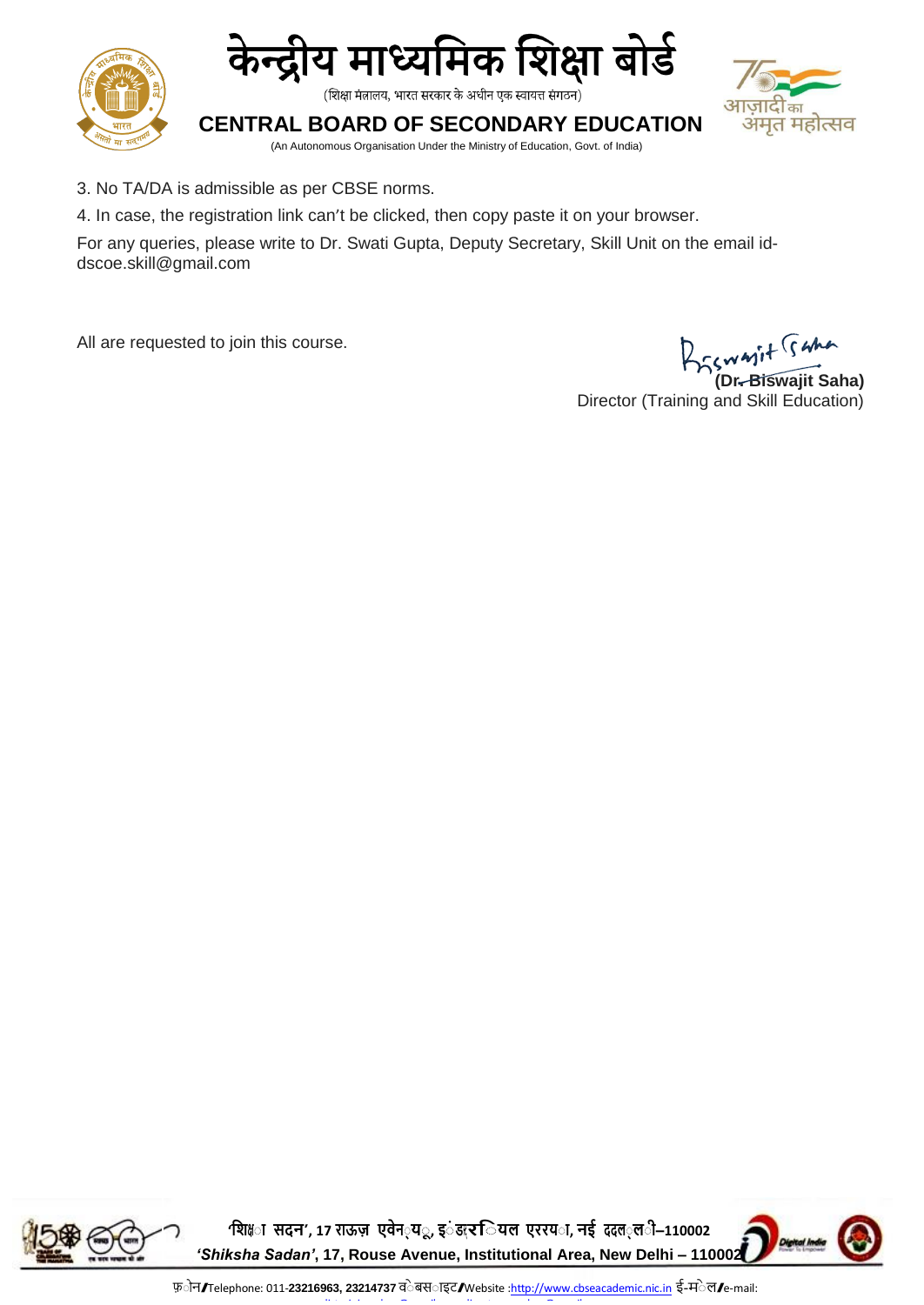3. No TA/DA is admissible as per CBSE norms.

4. In case, the registration link can't be clicked, then copy paste it on your browser.

For any queries, please write to Dr. Swati Gupta, Deputy Secretary, Skill Unit on the email id- dscoe.skill@gmail.com

All are requested to join this course.

**(Dr. Biswajit Saha)**
Director (Training and Skill Education)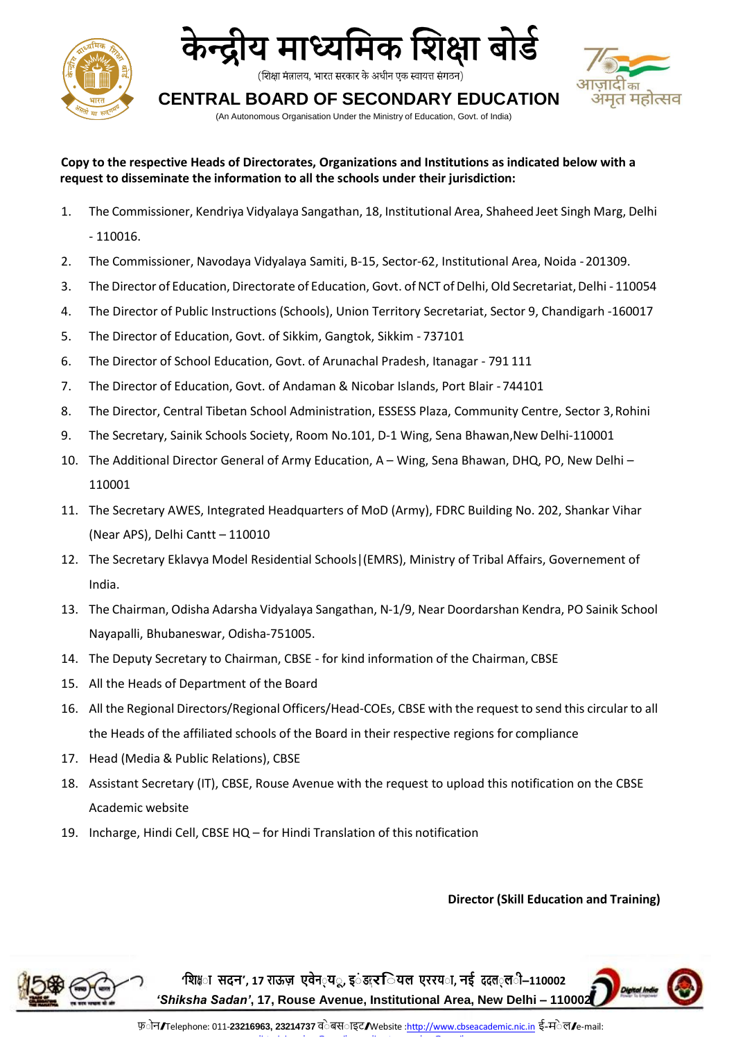**Copy to the respective Heads of Directorates, Organizations and Institutions as indicated below with a request to disseminate the information to all the schools under their jurisdiction:**

1. The Commissioner, Kendriya Vidyalaya Sangathan, 18, Institutional Area, Shaheed Jeet Singh Marg, Delhi - 110016.
2. The Commissioner, Navodaya Vidyalaya Samiti, B-15, Sector-62, Institutional Area, Noida - 201309.
3. The Director of Education, Directorate of Education, Govt. of NCT of Delhi, Old Secretariat, Delhi - 110054
4. The Director of Public Instructions (Schools), Union Territory Secretariat, Sector 9, Chandigarh -160017
5. The Director of Education, Govt. of Sikkim, Gangtok, Sikkim - 737101
6. The Director of School Education, Govt. of Arunachal Pradesh, Itanagar - 791 111
7. The Director of Education, Govt. of Andaman & Nicobar Islands, Port Blair - 744101
8. The Director, Central Tibetan School Administration, ESSESS Plaza, Community Centre, Sector 3, Rohini
9. The Secretary, Sainik Schools Society, Room No.101, D-1 Wing, Sena Bhawan,New Delhi-110001
10. The Additional Director General of Army Education, A – Wing, Sena Bhawan, DHQ, PO, New Delhi – 110001
11. The Secretary AWES, Integrated Headquarters of MoD (Army), FDRC Building No. 202, Shankar Vihar (Near APS), Delhi Cantt – 110010
12. The Secretary Eklavya Model Residential Schools|(EMRS), Ministry of Tribal Affairs, Governement of India.
13. The Chairman, Odisha Adarsha Vidyalaya Sangathan, N-1/9, Near Doordarshan Kendra, PO Sainik School Nayapalli, Bhubaneswar, Odisha-751005.
14. The Deputy Secretary to Chairman, CBSE - for kind information of the Chairman, CBSE
15. All the Heads of Department of the Board
16. All the Regional Directors/Regional Officers/Head-COEs, CBSE with the request to send this circular to all the Heads of the affiliated schools of the Board in their respective regions for compliance
17. Head (Media & Public Relations), CBSE
18. Assistant Secretary (IT), CBSE, Rouse Avenue with the request to upload this notification on the CBSE Academic website
19. Incharge, Hindi Cell, CBSE HQ – for Hindi Translation of this notification

**Director (Skill Education and Training)**